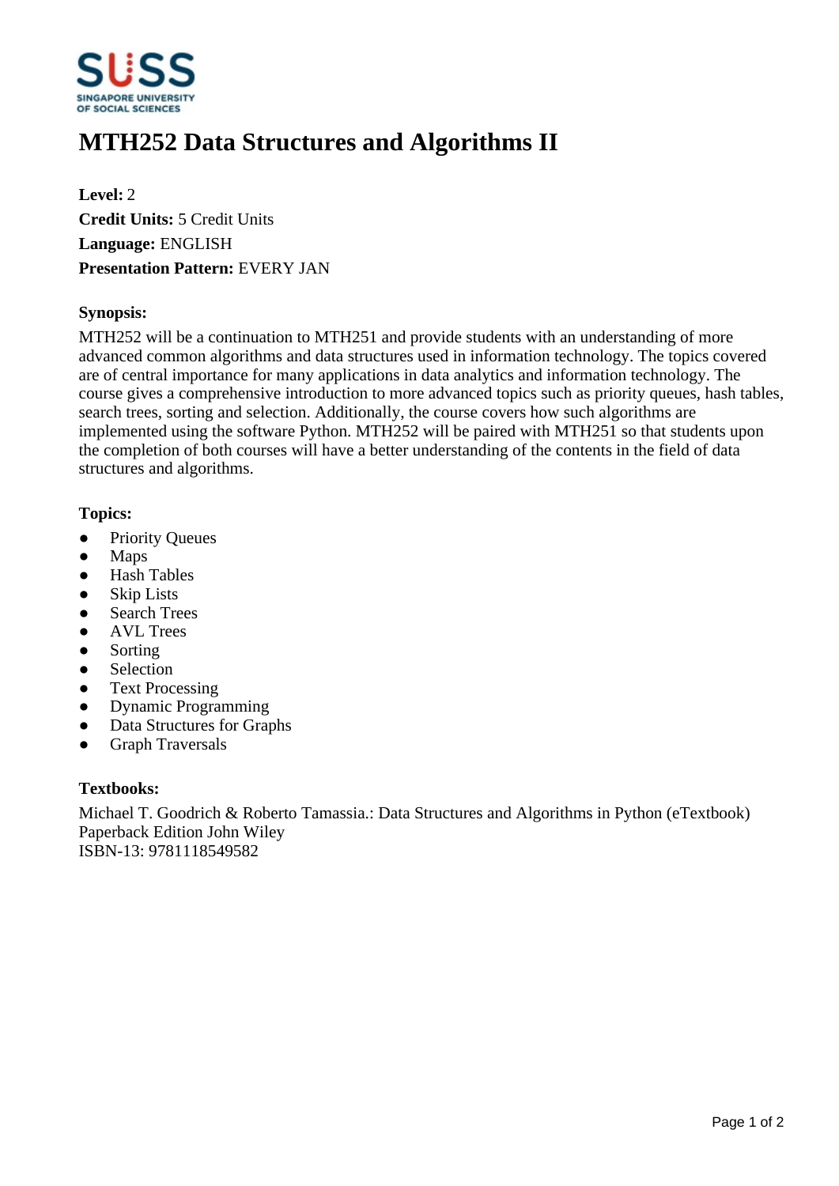# MTH252 Data Structures and Algorithms II

**Level:** 2
**Credit Units:** 5 Credit Units
**Language:** ENGLISH
**Presentation Pattern:** EVERY JAN

**Synopsis:**

MTH252 will be a continuation to MTH251 and provide students with an understanding of more advanced common algorithms and data structures used in information technology. The topics covered are of central importance for many applications in data analytics and information technology. The course gives a comprehensive introduction to more advanced topics such as priority queues, hash tables, search trees, sorting and selection. Additionally, the course covers how such algorithms are implemented using the software Python. MTH252 will be paired with MTH251 so that students upon the completion of both courses will have a better understanding of the contents in the field of data structures and algorithms.

**Topics:**

- Priority Queues
- Maps
- Hash Tables
- Skip Lists
- Search Trees
- AVL Trees
- Sorting
- Selection
- Text Processing
- Dynamic Programming
- Data Structures for Graphs
- Graph Traversals

**Textbooks:**

Michael T. Goodrich & Roberto Tamassia.: Data Structures and Algorithms in Python (eTextbook)
Paperback Edition John Wiley
ISBN-13: 9781118549582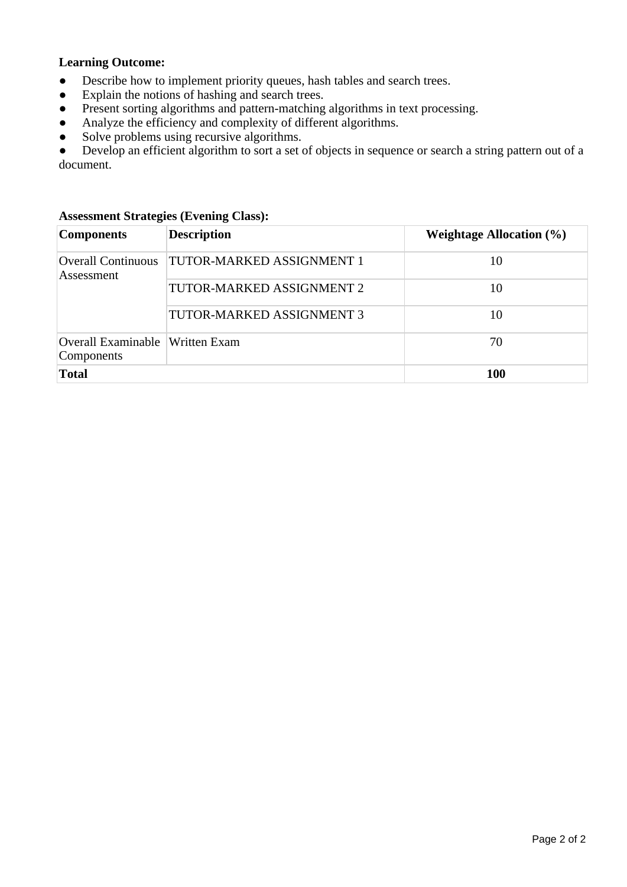**Learning Outcome:**

- Describe how to implement priority queues, hash tables and search trees.
- Explain the notions of hashing and search trees.
- Present sorting algorithms and pattern-matching algorithms in text processing.
- Analyze the efficiency and complexity of different algorithms.
- Solve problems using recursive algorithms.
- Develop an efficient algorithm to sort a set of objects in sequence or search a string pattern out of a document.

**Assessment Strategies (Evening Class):**

| Components | Description | Weightage Allocation (%) |
| --- | --- | --- |
| Overall Continuous Assessment | TUTOR-MARKED ASSIGNMENT 1 | 10 |
| | TUTOR-MARKED ASSIGNMENT 2 | 10 |
| | TUTOR-MARKED ASSIGNMENT 3 | 10 |
| Overall Examinable Components | Written Exam | 70 |
| **Total** | | **100** |